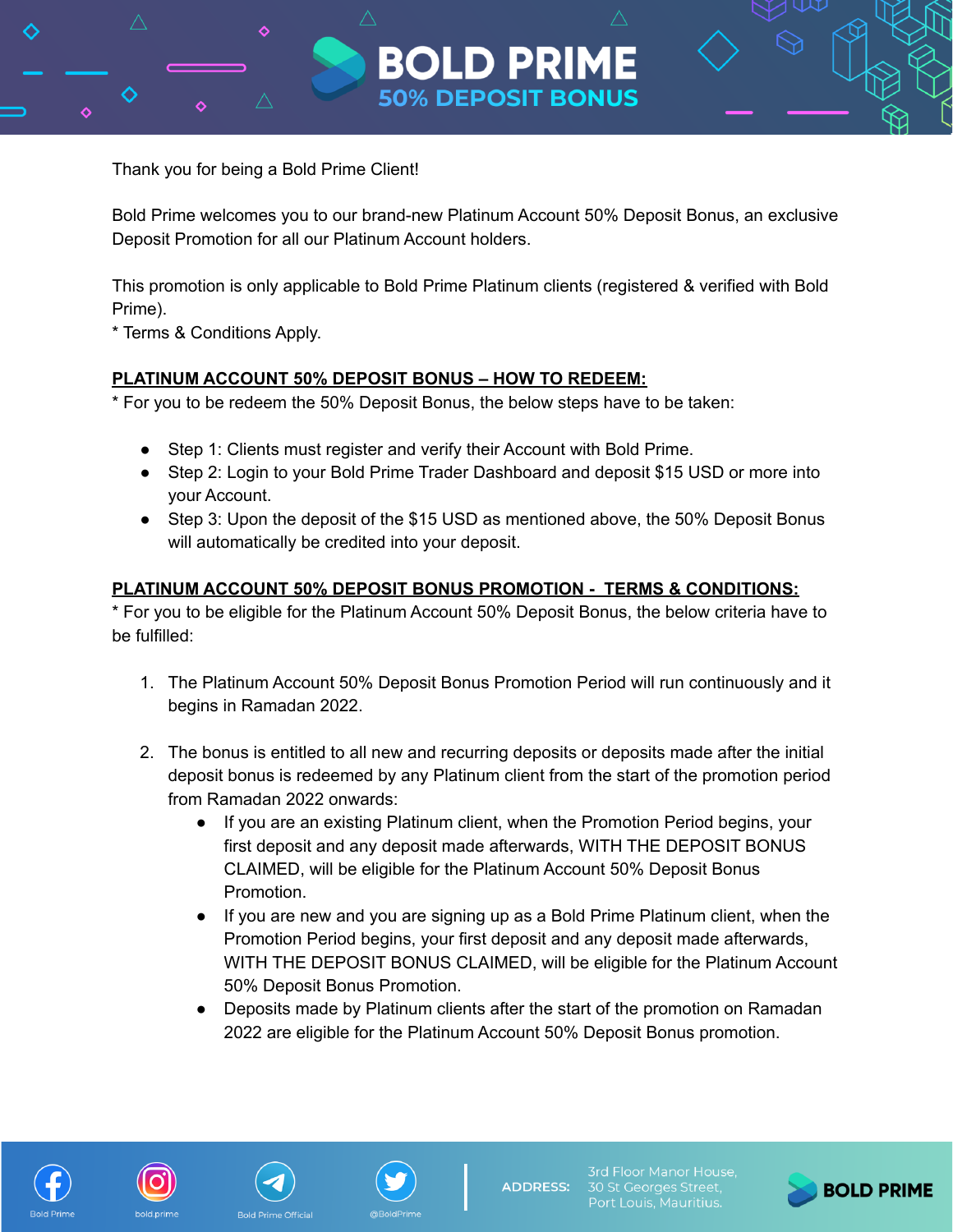# BOLD PRIME

## 50% DEPOSIT BONUS

Thank you for being a Bold Prime Client!

Bold Prime welcomes you to our brand-new Platinum Account 50% Deposit Bonus, an exclusive Deposit Promotion for all our Platinum Account holders.

This promotion is only applicable to Bold Prime Platinum clients (registered & verified with Bold Prime).
* Terms & Conditions Apply.

**PLATINUM ACCOUNT 50% DEPOSIT BONUS – HOW TO REDEEM:**
* For you to be redeem the 50% Deposit Bonus, the below steps have to be taken:

- Step 1: Clients must register and verify their Account with Bold Prime.
- Step 2: Login to your Bold Prime Trader Dashboard and deposit $15 USD or more into your Account.
- Step 3: Upon the deposit of the $15 USD as mentioned above, the 50% Deposit Bonus will automatically be credited into your deposit.

**PLATINUM ACCOUNT 50% DEPOSIT BONUS PROMOTION - TERMS & CONDITIONS:**
* For you to be eligible for the Platinum Account 50% Deposit Bonus, the below criteria have to be fulfilled:

1. The Platinum Account 50% Deposit Bonus Promotion Period will run continuously and it begins in Ramadan 2022.

2. The bonus is entitled to all new and recurring deposits or deposits made after the initial deposit bonus is redeemed by any Platinum client from the start of the promotion period from Ramadan 2022 onwards:
   - If you are an existing Platinum client, when the Promotion Period begins, your first deposit and any deposit made afterwards, WITH THE DEPOSIT BONUS CLAIMED, will be eligible for the Platinum Account 50% Deposit Bonus Promotion.
   - If you are new and you are signing up as a Bold Prime Platinum client, when the Promotion Period begins, your first deposit and any deposit made afterwards, WITH THE DEPOSIT BONUS CLAIMED, will be eligible for the Platinum Account 50% Deposit Bonus Promotion.
   - Deposits made by Platinum clients after the start of the promotion on Ramadan 2022 are eligible for the Platinum Account 50% Deposit Bonus promotion.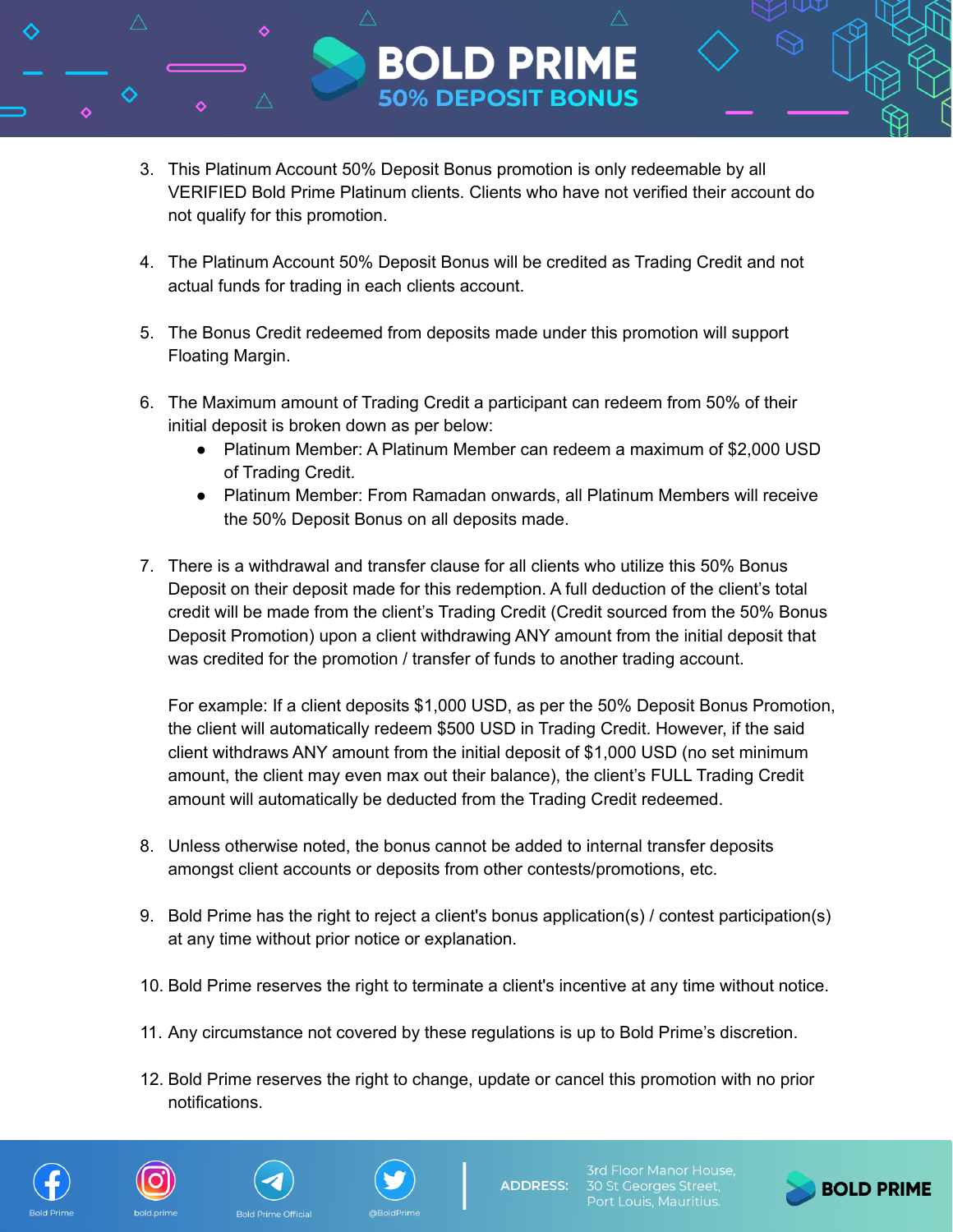3. This Platinum Account 50% Deposit Bonus promotion is only redeemable by all VERIFIED Bold Prime Platinum clients. Clients who have not verified their account do not qualify for this promotion.

4. The Platinum Account 50% Deposit Bonus will be credited as Trading Credit and not actual funds for trading in each clients account.

5. The Bonus Credit redeemed from deposits made under this promotion will support Floating Margin.

6. The Maximum amount of Trading Credit a participant can redeem from 50% of their initial deposit is broken down as per below:
   - Platinum Member: A Platinum Member can redeem a maximum of $2,000 USD of Trading Credit.
   - Platinum Member: From Ramadan onwards, all Platinum Members will receive the 50% Deposit Bonus on all deposits made.

7. There is a withdrawal and transfer clause for all clients who utilize this 50% Bonus Deposit on their deposit made for this redemption. A full deduction of the client's total credit will be made from the client's Trading Credit (Credit sourced from the 50% Bonus Deposit Promotion) upon a client withdrawing ANY amount from the initial deposit that was credited for the promotion / transfer of funds to another trading account.

   For example: If a client deposits $1,000 USD, as per the 50% Deposit Bonus Promotion, the client will automatically redeem $500 USD in Trading Credit. However, if the said client withdraws ANY amount from the initial deposit of $1,000 USD (no set minimum amount, the client may even max out their balance), the client's FULL Trading Credit amount will automatically be deducted from the Trading Credit redeemed.

8. Unless otherwise noted, the bonus cannot be added to internal transfer deposits amongst client accounts or deposits from other contests/promotions, etc.

9. Bold Prime has the right to reject a client's bonus application(s) / contest participation(s) at any time without prior notice or explanation.

10. Bold Prime reserves the right to terminate a client's incentive at any time without notice.

11. Any circumstance not covered by these regulations is up to Bold Prime's discretion.

12. Bold Prime reserves the right to change, update or cancel this promotion with no prior notifications.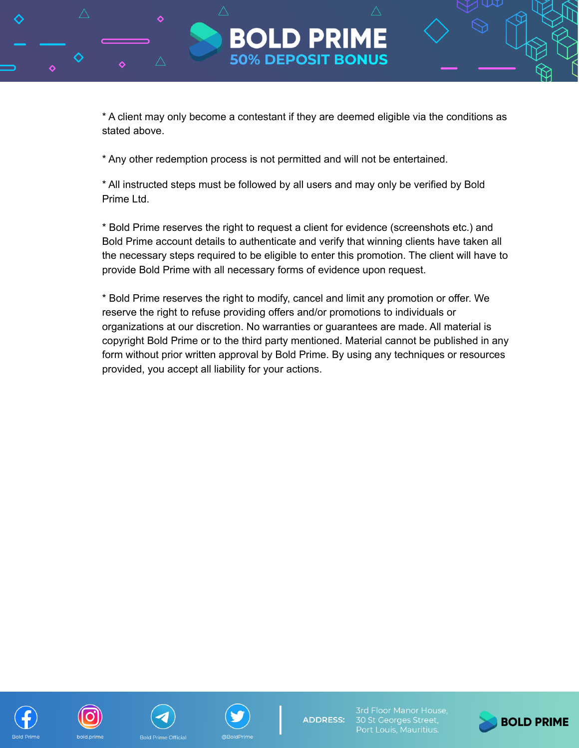* A client may only become a contestant if they are deemed eligible via the conditions as stated above.

* Any other redemption process is not permitted and will not be entertained.

* All instructed steps must be followed by all users and may only be verified by Bold Prime Ltd.

* Bold Prime reserves the right to request a client for evidence (screenshots etc.) and Bold Prime account details to authenticate and verify that winning clients have taken all the necessary steps required to be eligible to enter this promotion. The client will have to provide Bold Prime with all necessary forms of evidence upon request.

* Bold Prime reserves the right to modify, cancel and limit any promotion or offer. We reserve the right to refuse providing offers and/or promotions to individuals or organizations at our discretion. No warranties or guarantees are made. All material is copyright Bold Prime or to the third party mentioned. Material cannot be published in any form without prior written approval by Bold Prime. By using any techniques or resources provided, you accept all liability for your actions.